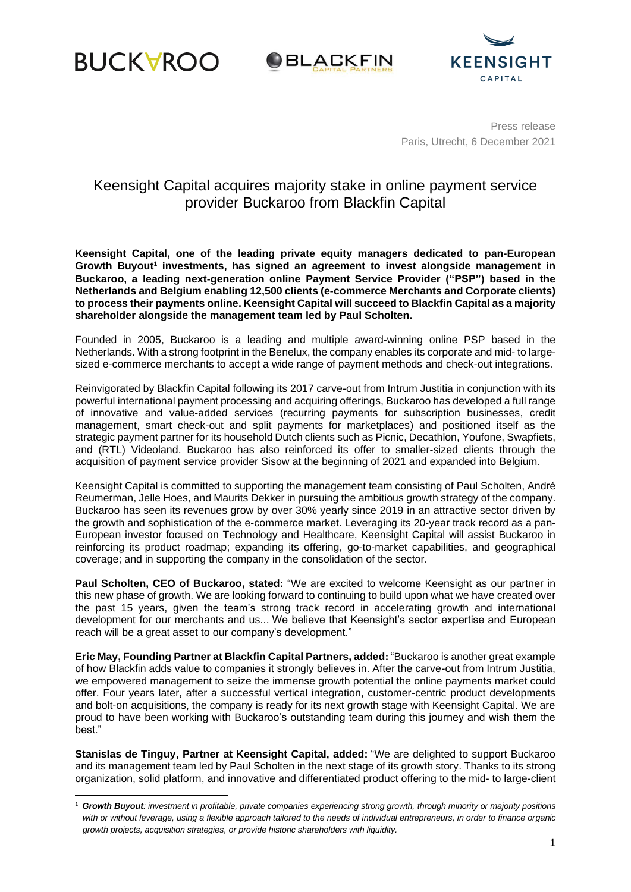Press release
Paris, Utrecht, 6 December 2021

# Keensight Capital acquires majority stake in online payment service provider Buckaroo from Blackfin Capital

**Keensight Capital, one of the leading private equity managers dedicated to pan-European Growth Buyout[1] investments, has signed an agreement to invest alongside management in Buckaroo, a leading next-generation online Payment Service Provider ("PSP") based in the Netherlands and Belgium enabling 12,500 clients (e-commerce Merchants and Corporate clients) to process their payments online. Keensight Capital will succeed to Blackfin Capital as a majority shareholder alongside the management team led by Paul Scholten.**

Founded in 2005, Buckaroo is a leading and multiple award-winning online PSP based in the Netherlands. With a strong footprint in the Benelux, the company enables its corporate and mid- to large-sized e-commerce merchants to accept a wide range of payment methods and check-out integrations.

Reinvigorated by Blackfin Capital following its 2017 carve-out from Intrum Justitia in conjunction with its powerful international payment processing and acquiring offerings, Buckaroo has developed a full range of innovative and value-added services (recurring payments for subscription businesses, credit management, smart check-out and split payments for marketplaces) and positioned itself as the strategic payment partner for its household Dutch clients such as Picnic, Decathlon, Youfone, Swapfiets, and (RTL) Videoland. Buckaroo has also reinforced its offer to smaller-sized clients through the acquisition of payment service provider Sisow at the beginning of 2021 and expanded into Belgium.

Keensight Capital is committed to supporting the management team consisting of Paul Scholten, André Reumerman, Jelle Hoes, and Maurits Dekker in pursuing the ambitious growth strategy of the company. Buckaroo has seen its revenues grow by over 30% yearly since 2019 in an attractive sector driven by the growth and sophistication of the e-commerce market. Leveraging its 20-year track record as a pan-European investor focused on Technology and Healthcare, Keensight Capital will assist Buckaroo in reinforcing its product roadmap; expanding its offering, go-to-market capabilities, and geographical coverage; and in supporting the company in the consolidation of the sector.

**Paul Scholten, CEO of Buckaroo, stated:** "We are excited to welcome Keensight as our partner in this new phase of growth. We are looking forward to continuing to build upon what we have created over the past 15 years, given the team's strong track record in accelerating growth and international development for our merchants and us... We believe that Keensight's sector expertise and European reach will be a great asset to our company's development."

**Eric May, Founding Partner at Blackfin Capital Partners, added:** "Buckaroo is another great example of how Blackfin adds value to companies it strongly believes in. After the carve-out from Intrum Justitia, we empowered management to seize the immense growth potential the online payments market could offer. Four years later, after a successful vertical integration, customer-centric product developments and bolt-on acquisitions, the company is ready for its next growth stage with Keensight Capital. We are proud to have been working with Buckaroo's outstanding team during this journey and wish them the best."

**Stanislas de Tinguy, Partner at Keensight Capital, added:** "We are delighted to support Buckaroo and its management team led by Paul Scholten in the next stage of its growth story. Thanks to its strong organization, solid platform, and innovative and differentiated product offering to the mid- to large-client

---

[1] ***Growth Buyout****: investment in profitable, private companies experiencing strong growth, through minority or majority positions with or without leverage, using a flexible approach tailored to the needs of individual entrepreneurs, in order to finance organic growth projects, acquisition strategies, or provide historic shareholders with liquidity.*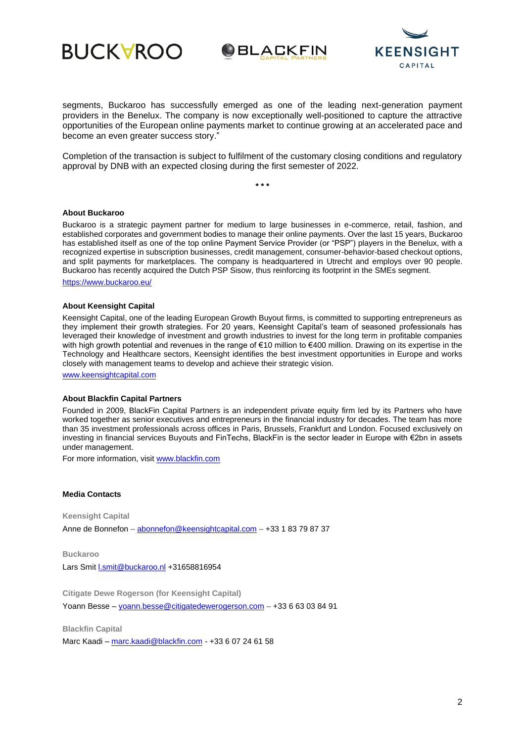segments, Buckaroo has successfully emerged as one of the leading next-generation payment providers in the Benelux. The company is now exceptionally well-positioned to capture the attractive opportunities of the European online payments market to continue growing at an accelerated pace and become an even greater success story."

Completion of the transaction is subject to fulfilment of the customary closing conditions and regulatory approval by DNB with an expected closing during the first semester of 2022.

\* \* \*

**About Buckaroo**

Buckaroo is a strategic payment partner for medium to large businesses in e-commerce, retail, fashion, and established corporates and government bodies to manage their online payments. Over the last 15 years, Buckaroo has established itself as one of the top online Payment Service Provider (or "PSP") players in the Benelux, with a recognized expertise in subscription businesses, credit management, consumer-behavior-based checkout options, and split payments for marketplaces. The company is headquartered in Utrecht and employs over 90 people. Buckaroo has recently acquired the Dutch PSP Sisow, thus reinforcing its footprint in the SMEs segment.

https://www.buckaroo.eu/

**About Keensight Capital**

Keensight Capital, one of the leading European Growth Buyout firms, is committed to supporting entrepreneurs as they implement their growth strategies. For 20 years, Keensight Capital's team of seasoned professionals has leveraged their knowledge of investment and growth industries to invest for the long term in profitable companies with high growth potential and revenues in the range of €10 million to €400 million. Drawing on its expertise in the Technology and Healthcare sectors, Keensight identifies the best investment opportunities in Europe and works closely with management teams to develop and achieve their strategic vision.

www.keensightcapital.com

**About Blackfin Capital Partners**

Founded in 2009, BlackFin Capital Partners is an independent private equity firm led by its Partners who have worked together as senior executives and entrepreneurs in the financial industry for decades. The team has more than 35 investment professionals across offices in Paris, Brussels, Frankfurt and London. Focused exclusively on investing in financial services Buyouts and FinTechs, BlackFin is the sector leader in Europe with €2bn in assets under management.

For more information, visit www.blackfin.com

**Media Contacts**

**Keensight Capital**

Anne de Bonnefon – abonnefon@keensightcapital.com – +33 1 83 79 87 37

**Buckaroo**

Lars Smit l.smit@buckaroo.nl +31658816954

**Citigate Dewe Rogerson (for Keensight Capital)**

Yoann Besse – yoann.besse@citigatedewerogerson.com – +33 6 63 03 84 91

**Blackfin Capital**

Marc Kaadi – marc.kaadi@blackfin.com - +33 6 07 24 61 58